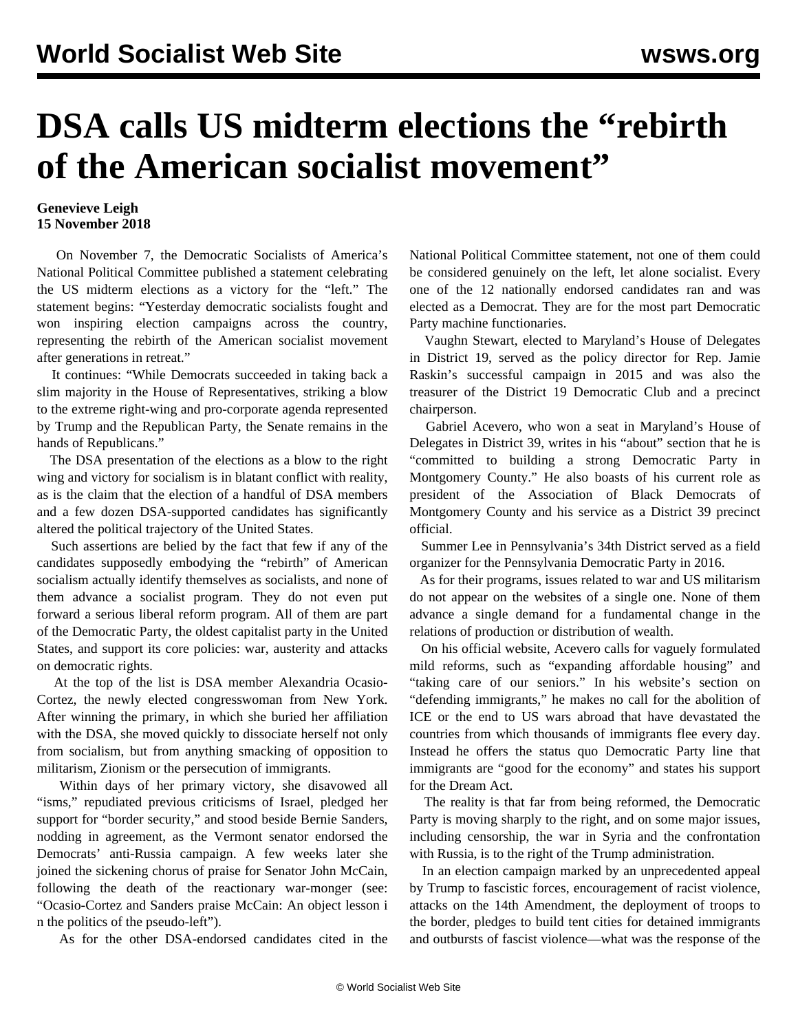# DSA calls US midterm elections the "rebirth of the American socialist movement"

**Genevieve Leigh**
**15 November 2018**

On November 7, the Democratic Socialists of America's National Political Committee published a statement celebrating the US midterm elections as a victory for the "left." The statement begins: "Yesterday democratic socialists fought and won inspiring election campaigns across the country, representing the rebirth of the American socialist movement after generations in retreat."

It continues: "While Democrats succeeded in taking back a slim majority in the House of Representatives, striking a blow to the extreme right-wing and pro-corporate agenda represented by Trump and the Republican Party, the Senate remains in the hands of Republicans."

The DSA presentation of the elections as a blow to the right wing and victory for socialism is in blatant conflict with reality, as is the claim that the election of a handful of DSA members and a few dozen DSA-supported candidates has significantly altered the political trajectory of the United States.

Such assertions are belied by the fact that few if any of the candidates supposedly embodying the "rebirth" of American socialism actually identify themselves as socialists, and none of them advance a socialist program. They do not even put forward a serious liberal reform program. All of them are part of the Democratic Party, the oldest capitalist party in the United States, and support its core policies: war, austerity and attacks on democratic rights.

At the top of the list is DSA member Alexandria Ocasio-Cortez, the newly elected congresswoman from New York. After winning the primary, in which she buried her affiliation with the DSA, she moved quickly to dissociate herself not only from socialism, but from anything smacking of opposition to militarism, Zionism or the persecution of immigrants.

Within days of her primary victory, she disavowed all "isms," repudiated previous criticisms of Israel, pledged her support for "border security," and stood beside Bernie Sanders, nodding in agreement, as the Vermont senator endorsed the Democrats' anti-Russia campaign. A few weeks later she joined the sickening chorus of praise for Senator John McCain, following the death of the reactionary war-monger (see: "Ocasio-Cortez and Sanders praise McCain: An object lesson in the politics of the pseudo-left").

As for the other DSA-endorsed candidates cited in the National Political Committee statement, not one of them could be considered genuinely on the left, let alone socialist. Every one of the 12 nationally endorsed candidates ran and was elected as a Democrat. They are for the most part Democratic Party machine functionaries.

Vaughn Stewart, elected to Maryland's House of Delegates in District 19, served as the policy director for Rep. Jamie Raskin's successful campaign in 2015 and was also the treasurer of the District 19 Democratic Club and a precinct chairperson.

Gabriel Acevero, who won a seat in Maryland's House of Delegates in District 39, writes in his "about" section that he is "committed to building a strong Democratic Party in Montgomery County." He also boasts of his current role as president of the Association of Black Democrats of Montgomery County and his service as a District 39 precinct official.

Summer Lee in Pennsylvania's 34th District served as a field organizer for the Pennsylvania Democratic Party in 2016.

As for their programs, issues related to war and US militarism do not appear on the websites of a single one. None of them advance a single demand for a fundamental change in the relations of production or distribution of wealth.

On his official website, Acevero calls for vaguely formulated mild reforms, such as "expanding affordable housing" and "taking care of our seniors." In his website's section on "defending immigrants," he makes no call for the abolition of ICE or the end to US wars abroad that have devastated the countries from which thousands of immigrants flee every day. Instead he offers the status quo Democratic Party line that immigrants are "good for the economy" and states his support for the Dream Act.

The reality is that far from being reformed, the Democratic Party is moving sharply to the right, and on some major issues, including censorship, the war in Syria and the confrontation with Russia, is to the right of the Trump administration.

In an election campaign marked by an unprecedented appeal by Trump to fascistic forces, encouragement of racist violence, attacks on the 14th Amendment, the deployment of troops to the border, pledges to build tent cities for detained immigrants and outbursts of fascist violence—what was the response of the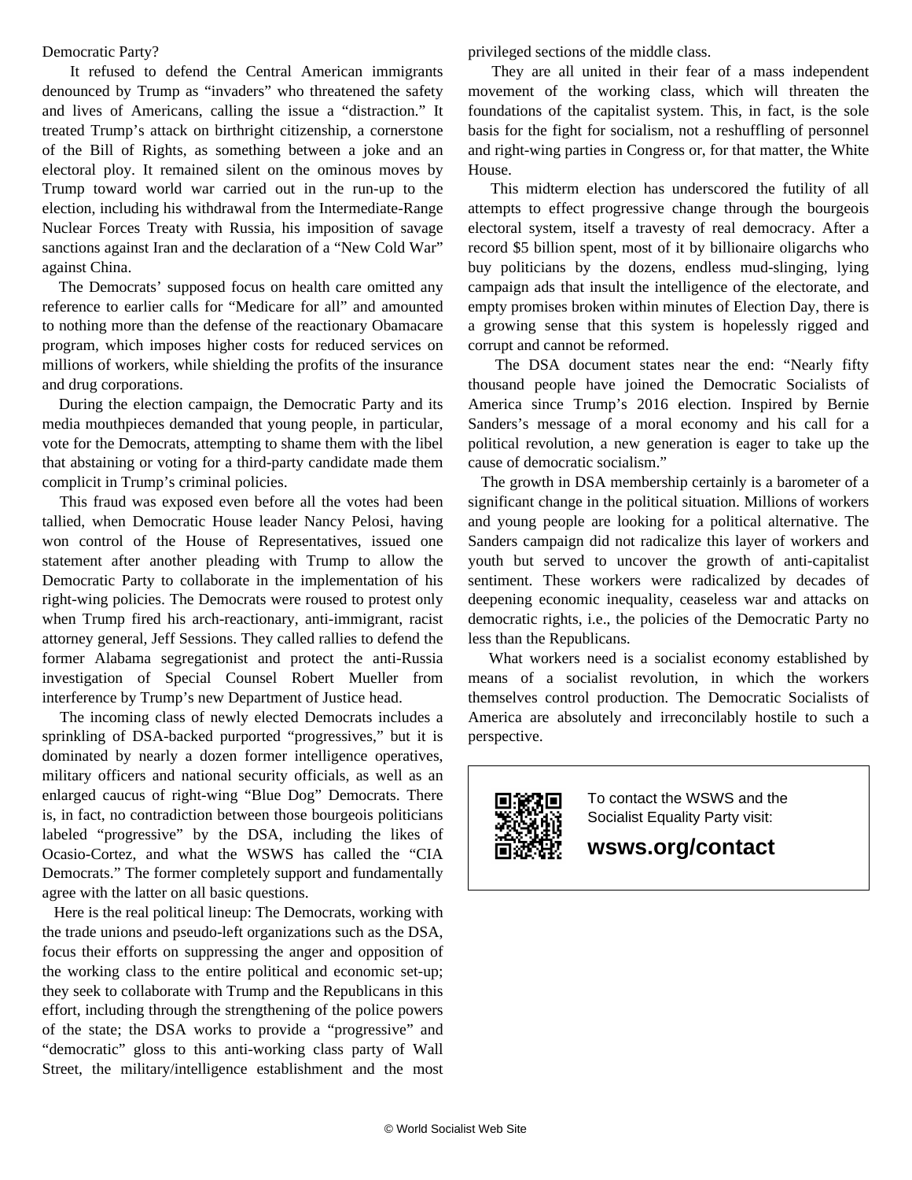Democratic Party?

It refused to defend the Central American immigrants denounced by Trump as "invaders" who threatened the safety and lives of Americans, calling the issue a "distraction." It treated Trump's attack on birthright citizenship, a cornerstone of the Bill of Rights, as something between a joke and an electoral ploy. It remained silent on the ominous moves by Trump toward world war carried out in the run-up to the election, including his withdrawal from the Intermediate-Range Nuclear Forces Treaty with Russia, his imposition of savage sanctions against Iran and the declaration of a "New Cold War" against China.

The Democrats' supposed focus on health care omitted any reference to earlier calls for "Medicare for all" and amounted to nothing more than the defense of the reactionary Obamacare program, which imposes higher costs for reduced services on millions of workers, while shielding the profits of the insurance and drug corporations.

During the election campaign, the Democratic Party and its media mouthpieces demanded that young people, in particular, vote for the Democrats, attempting to shame them with the libel that abstaining or voting for a third-party candidate made them complicit in Trump's criminal policies.

This fraud was exposed even before all the votes had been tallied, when Democratic House leader Nancy Pelosi, having won control of the House of Representatives, issued one statement after another pleading with Trump to allow the Democratic Party to collaborate in the implementation of his right-wing policies. The Democrats were roused to protest only when Trump fired his arch-reactionary, anti-immigrant, racist attorney general, Jeff Sessions. They called rallies to defend the former Alabama segregationist and protect the anti-Russia investigation of Special Counsel Robert Mueller from interference by Trump's new Department of Justice head.

The incoming class of newly elected Democrats includes a sprinkling of DSA-backed purported "progressives," but it is dominated by nearly a dozen former intelligence operatives, military officers and national security officials, as well as an enlarged caucus of right-wing "Blue Dog" Democrats. There is, in fact, no contradiction between those bourgeois politicians labeled "progressive" by the DSA, including the likes of Ocasio-Cortez, and what the WSWS has called the "CIA Democrats." The former completely support and fundamentally agree with the latter on all basic questions.

Here is the real political lineup: The Democrats, working with the trade unions and pseudo-left organizations such as the DSA, focus their efforts on suppressing the anger and opposition of the working class to the entire political and economic set-up; they seek to collaborate with Trump and the Republicans in this effort, including through the strengthening of the police powers of the state; the DSA works to provide a "progressive" and "democratic" gloss to this anti-working class party of Wall Street, the military/intelligence establishment and the most privileged sections of the middle class.

They are all united in their fear of a mass independent movement of the working class, which will threaten the foundations of the capitalist system. This, in fact, is the sole basis for the fight for socialism, not a reshuffling of personnel and right-wing parties in Congress or, for that matter, the White House.

This midterm election has underscored the futility of all attempts to effect progressive change through the bourgeois electoral system, itself a travesty of real democracy. After a record $5 billion spent, most of it by billionaire oligarchs who buy politicians by the dozens, endless mud-slinging, lying campaign ads that insult the intelligence of the electorate, and empty promises broken within minutes of Election Day, there is a growing sense that this system is hopelessly rigged and corrupt and cannot be reformed.

The DSA document states near the end: "Nearly fifty thousand people have joined the Democratic Socialists of America since Trump's 2016 election. Inspired by Bernie Sanders's message of a moral economy and his call for a political revolution, a new generation is eager to take up the cause of democratic socialism."

The growth in DSA membership certainly is a barometer of a significant change in the political situation. Millions of workers and young people are looking for a political alternative. The Sanders campaign did not radicalize this layer of workers and youth but served to uncover the growth of anti-capitalist sentiment. These workers were radicalized by decades of deepening economic inequality, ceaseless war and attacks on democratic rights, i.e., the policies of the Democratic Party no less than the Republicans.

What workers need is a socialist economy established by means of a socialist revolution, in which the workers themselves control production. The Democratic Socialists of America are absolutely and irreconcilably hostile to such a perspective.

To contact the WSWS and the Socialist Equality Party visit:

**wsws.org/contact**